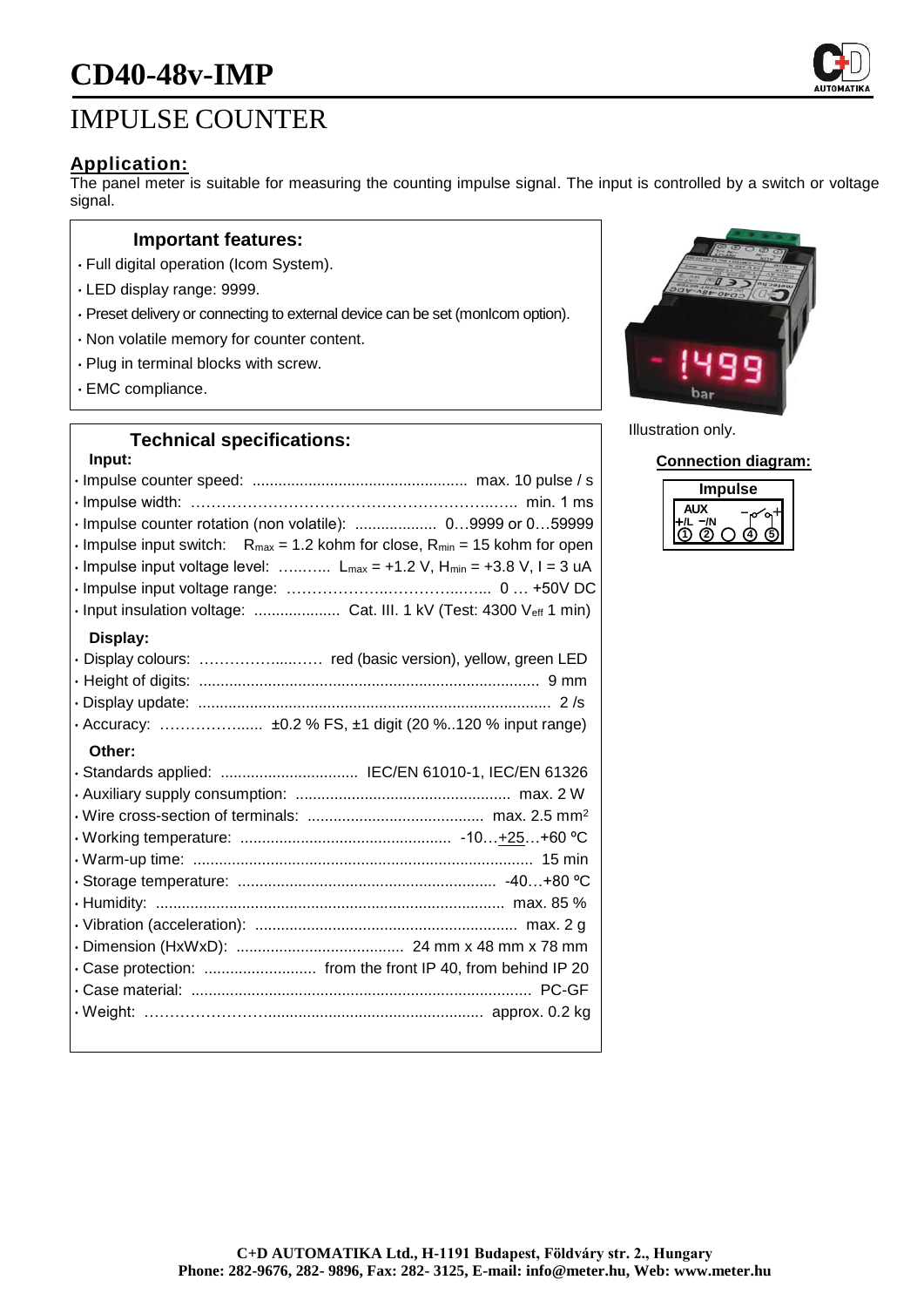# CD40-48v-IMP

## IMPULSE COUNTER

### Application:

The panel meter is suitable for measuring the counting impulse signal. The input is controlled by a switch or voltage signal.

### Important features:

- Full digital operation (Icom System).
- LED display range: 9999.
- Preset delivery or connecting to external device can be set (monIcom option).
- Non volatile memory for counter content.
- Plug in terminal blocks with screw.
- EMC compliance.

Illustration only.

### Connection diagram:

Impulse

AUX +/L −/N ① ② ○ ④ ⑤

### Technical specifications:

**Input:**

- Impulse counter speed: max. 10 pulse / s
- Impulse width: min. 1 ms
- Impulse counter rotation (non volatile): 0…9999 or 0…59999
- Impulse input switch: $R_{max}$ = 1.2 kohm for close, $R_{min}$ = 15 kohm for open
- Impulse input voltage level: $L_{max}$ = +1.2 V, $H_{min}$ = +3.8 V, I = 3 uA
- Impulse input voltage range: 0 … +50V DC
- Input insulation voltage: Cat. III. 1 kV (Test: 4300 $V_{eff}$ 1 min)

**Display:**

- Display colours: red (basic version), yellow, green LED
- Height of digits: 9 mm
- Display update: 2 /s
- Accuracy: ±0.2 % FS, ±1 digit (20 %..120 % input range)

**Other:**

- Standards applied: IEC/EN 61010-1, IEC/EN 61326
- Auxiliary supply consumption: max. 2 W
- Wire cross-section of terminals: max. 2.5 mm$^2$
- Working temperature: -10…+25…+60 ºC
- Warm-up time: 15 min
- Storage temperature: -40…+80 ºC
- Humidity: max. 85 %
- Vibration (acceleration): max. 2 g
- Dimension (HxWxD): 24 mm x 48 mm x 78 mm
- Case protection: from the front IP 40, from behind IP 20
- Case material: PC-GF
- Weight: approx. 0.2 kg

**C+D AUTOMATIKA Ltd., H-1191 Budapest, Földváry str. 2., Hungary**
**Phone: 282-9676, 282- 9896, Fax: 282- 3125, E-mail: info@meter.hu, Web: www.meter.hu**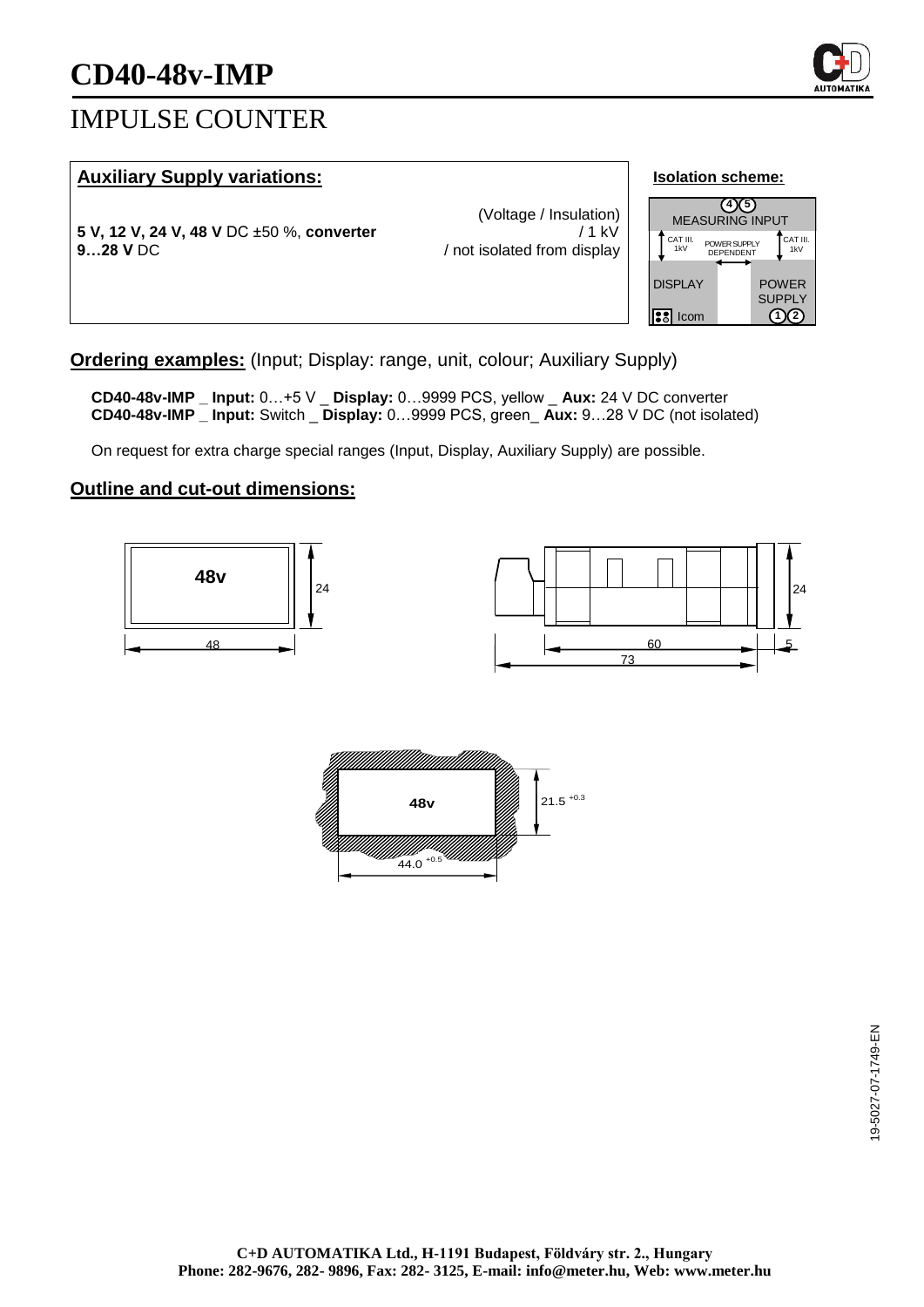# CD40-48v-IMP

## IMPULSE COUNTER

**Auxiliary Supply variations:**

(Voltage / Insulation)

**5 V, 12 V, 24 V, 48 V** DC ±50 %, **converter** / 1 kV

**9…28 V** DC / not isolated from display

**Isolation scheme:**

4 5
MEASURING INPUT
CAT III. 1kV
POWER SUPPLY DEPENDENT
CAT III. 1kV
DISPLAY
POWER SUPPLY
Icom
1 2

**Ordering examples:** (Input; Display: range, unit, colour; Auxiliary Supply)

**CD40-48v-IMP _ Input:** 0…+5 V _ **Display:** 0…9999 PCS, yellow _ **Aux:** 24 V DC converter
**CD40-48v-IMP _ Input:** Switch _ **Display:** 0…9999 PCS, green_ **Aux:** 9…28 V DC (not isolated)

On request for extra charge special ranges (Input, Display, Auxiliary Supply) are possible.

**Outline and cut-out dimensions:**

48v
24
48
24
60
5
73

48v
21.5 $^{+0.3}$
44.0 $^{+0.5}$

19-5027-07-1749-EN

**C+D AUTOMATIKA Ltd., H-1191 Budapest, Földváry str. 2., Hungary**
**Phone: 282-9676, 282- 9896, Fax: 282- 3125, E-mail: info@meter.hu, Web: www.meter.hu**